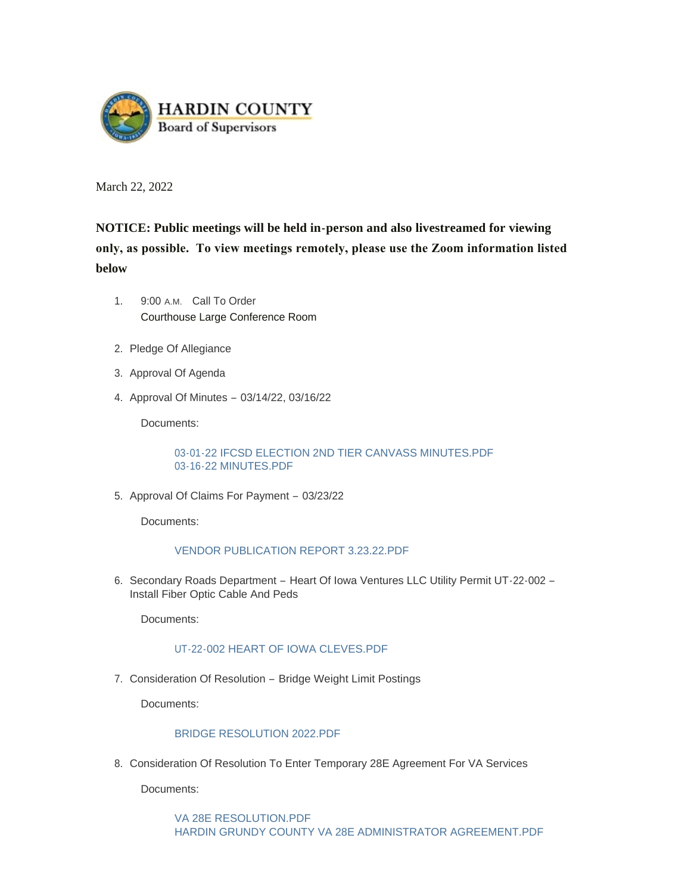# HARDIN COUNTY
## Board of Supervisors

March 22, 2022

**NOTICE: Public meetings will be held in-person and also livestreamed for viewing only, as possible. To view meetings remotely, please use the Zoom information listed below**

1. 9:00 A.M. Call To Order
   Courthouse Large Conference Room

2. Pledge Of Allegiance

3. Approval Of Agenda

4. Approval Of Minutes – 03/14/22, 03/16/22

   Documents:

   03-01-22 IFCSD ELECTION 2ND TIER CANVASS MINUTES.PDF
   03-16-22 MINUTES.PDF

5. Approval Of Claims For Payment – 03/23/22

   Documents:

   VENDOR PUBLICATION REPORT 3.23.22.PDF

6. Secondary Roads Department – Heart Of Iowa Ventures LLC Utility Permit UT-22-002 – Install Fiber Optic Cable And Peds

   Documents:

   UT-22-002 HEART OF IOWA CLEVES.PDF

7. Consideration Of Resolution – Bridge Weight Limit Postings

   Documents:

   BRIDGE RESOLUTION 2022.PDF

8. Consideration Of Resolution To Enter Temporary 28E Agreement For VA Services

   Documents:

   VA 28E RESOLUTION.PDF
   HARDIN GRUNDY COUNTY VA 28E ADMINISTRATOR AGREEMENT.PDF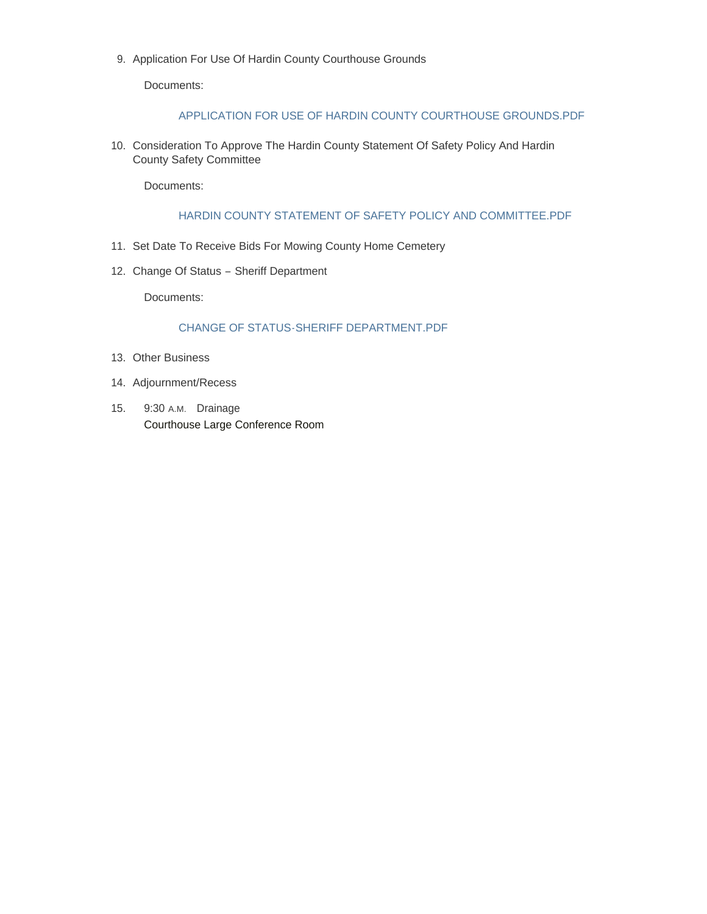9. Application For Use Of Hardin County Courthouse Grounds

   Documents:

   APPLICATION FOR USE OF HARDIN COUNTY COURTHOUSE GROUNDS.PDF

10. Consideration To Approve The Hardin County Statement Of Safety Policy And Hardin County Safety Committee

    Documents:

    HARDIN COUNTY STATEMENT OF SAFETY POLICY AND COMMITTEE.PDF

11. Set Date To Receive Bids For Mowing County Home Cemetery

12. Change Of Status – Sheriff Department

    Documents:

    CHANGE OF STATUS-SHERIFF DEPARTMENT.PDF

13. Other Business

14. Adjournment/Recess

15. 9:30 A.M. Drainage
    Courthouse Large Conference Room